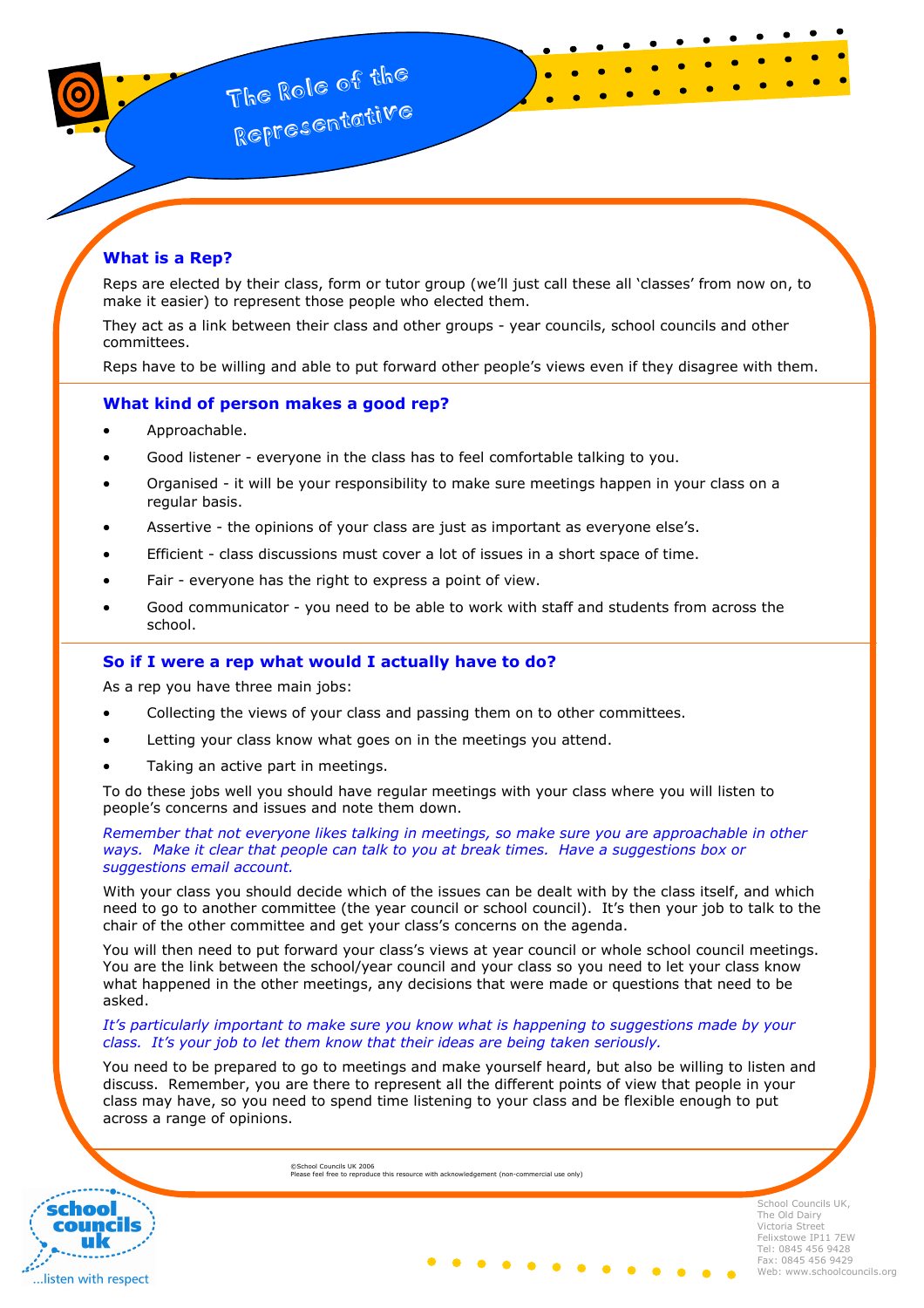# The Role of the Representative

## What is a Rep?

Reps are elected by their class, form or tutor group (we'll just call these all 'classes' from now on, to make it easier) to represent those people who elected them.

They act as a link between their class and other groups - year councils, school councils and other committees.

Reps have to be willing and able to put forward other people's views even if they disagree with them.

## What kind of person makes a good rep?

- Approachable.
- Good listener - everyone in the class has to feel comfortable talking to you.
- Organised - it will be your responsibility to make sure meetings happen in your class on a regular basis.
- Assertive - the opinions of your class are just as important as everyone else's.
- Efficient - class discussions must cover a lot of issues in a short space of time.
- Fair - everyone has the right to express a point of view.
- Good communicator - you need to be able to work with staff and students from across the school.

## So if I were a rep what would I actually have to do?

As a rep you have three main jobs:

- Collecting the views of your class and passing them on to other committees.
- Letting your class know what goes on in the meetings you attend.
- Taking an active part in meetings.

To do these jobs well you should have regular meetings with your class where you will listen to people's concerns and issues and note them down.

*Remember that not everyone likes talking in meetings, so make sure you are approachable in other ways. Make it clear that people can talk to you at break times. Have a suggestions box or suggestions email account.*

With your class you should decide which of the issues can be dealt with by the class itself, and which need to go to another committee (the year council or school council). It's then your job to talk to the chair of the other committee and get your class's concerns on the agenda.

You will then need to put forward your class's views at year council or whole school council meetings. You are the link between the school/year council and your class so you need to let your class know what happened in the other meetings, any decisions that were made or questions that need to be asked.

*It's particularly important to make sure you know what is happening to suggestions made by your class. It's your job to let them know that their ideas are being taken seriously.*

You need to be prepared to go to meetings and make yourself heard, but also be willing to listen and discuss. Remember, you are there to represent all the different points of view that people in your class may have, so you need to spend time listening to your class and be flexible enough to put across a range of opinions.

©School Councils UK 2006
Please feel free to reproduce this resource with acknowledgement (non-commercial use only)

school councils uk ...listen with respect

School Councils UK,
The Old Dairy
Victoria Street
Felixstowe IP11 7EW
Tel: 0845 456 9428
Fax: 0845 456 9429
Web: www.schoolcouncils.org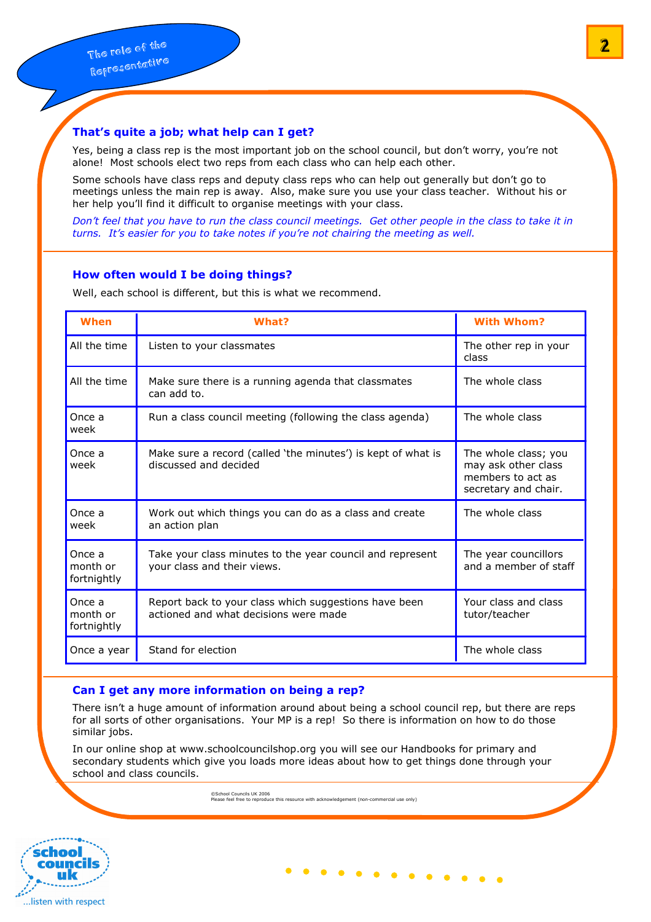The role of the Representative

### That's quite a job; what help can I get?

Yes, being a class rep is the most important job on the school council, but don't worry, you're not alone! Most schools elect two reps from each class who can help each other.

Some schools have class reps and deputy class reps who can help out generally but don't go to meetings unless the main rep is away. Also, make sure you use your class teacher. Without his or her help you'll find it difficult to organise meetings with your class.

*Don't feel that you have to run the class council meetings. Get other people in the class to take it in turns. It's easier for you to take notes if you're not chairing the meeting as well.*

### How often would I be doing things?

Well, each school is different, but this is what we recommend.

| When | What? | With Whom? |
|---|---|---|
| All the time | Listen to your classmates | The other rep in your class |
| All the time | Make sure there is a running agenda that classmates can add to. | The whole class |
| Once a week | Run a class council meeting (following the class agenda) | The whole class |
| Once a week | Make sure a record (called 'the minutes') is kept of what is discussed and decided | The whole class; you may ask other class members to act as secretary and chair. |
| Once a week | Work out which things you can do as a class and create an action plan | The whole class |
| Once a month or fortnightly | Take your class minutes to the year council and represent your class and their views. | The year councillors and a member of staff |
| Once a month or fortnightly | Report back to your class which suggestions have been actioned and what decisions were made | Your class and class tutor/teacher |
| Once a year | Stand for election | The whole class |

### Can I get any more information on being a rep?

There isn't a huge amount of information around about being a school council rep, but there are reps for all sorts of other organisations. Your MP is a rep! So there is information on how to do those similar jobs.

In our online shop at www.schoolcouncilshop.org you will see our Handbooks for primary and secondary students which give you loads more ideas about how to get things done through your school and class councils.

©School Councils UK 2006
Please feel free to reproduce this resource with acknowledgement (non-commercial use only)

school councils uk
...listen with respect